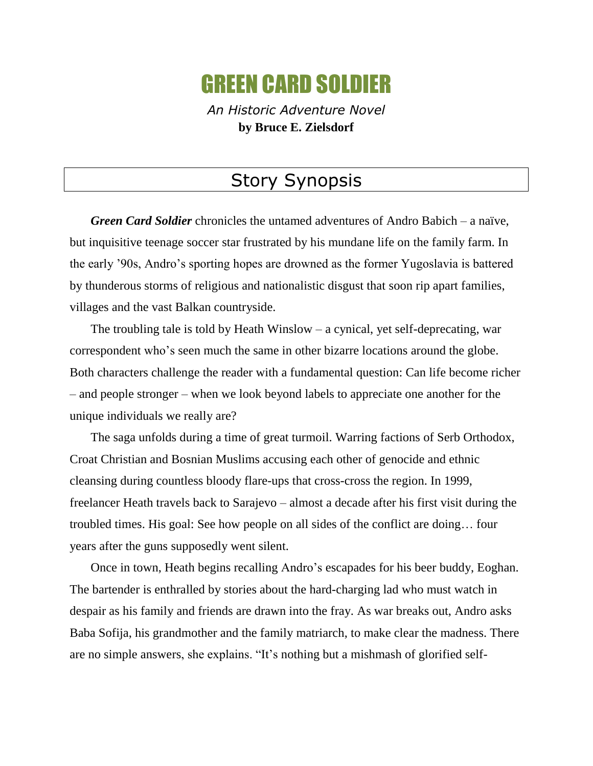# GREEN CARD SOLDIER

*An Historic Adventure Novel*

**by Bruce E. Zielsdorf**

## Story Synopsis

***Green Card Soldier*** chronicles the untamed adventures of Andro Babich – a naïve, but inquisitive teenage soccer star frustrated by his mundane life on the family farm. In the early '90s, Andro's sporting hopes are drowned as the former Yugoslavia is battered by thunderous storms of religious and nationalistic disgust that soon rip apart families, villages and the vast Balkan countryside.

The troubling tale is told by Heath Winslow – a cynical, yet self-deprecating, war correspondent who's seen much the same in other bizarre locations around the globe. Both characters challenge the reader with a fundamental question: Can life become richer – and people stronger – when we look beyond labels to appreciate one another for the unique individuals we really are?

The saga unfolds during a time of great turmoil. Warring factions of Serb Orthodox, Croat Christian and Bosnian Muslims accusing each other of genocide and ethnic cleansing during countless bloody flare-ups that cross-cross the region. In 1999, freelancer Heath travels back to Sarajevo – almost a decade after his first visit during the troubled times. His goal: See how people on all sides of the conflict are doing… four years after the guns supposedly went silent.

Once in town, Heath begins recalling Andro's escapades for his beer buddy, Eoghan. The bartender is enthralled by stories about the hard-charging lad who must watch in despair as his family and friends are drawn into the fray. As war breaks out, Andro asks Baba Sofija, his grandmother and the family matriarch, to make clear the madness. There are no simple answers, she explains. "It's nothing but a mishmash of glorified self-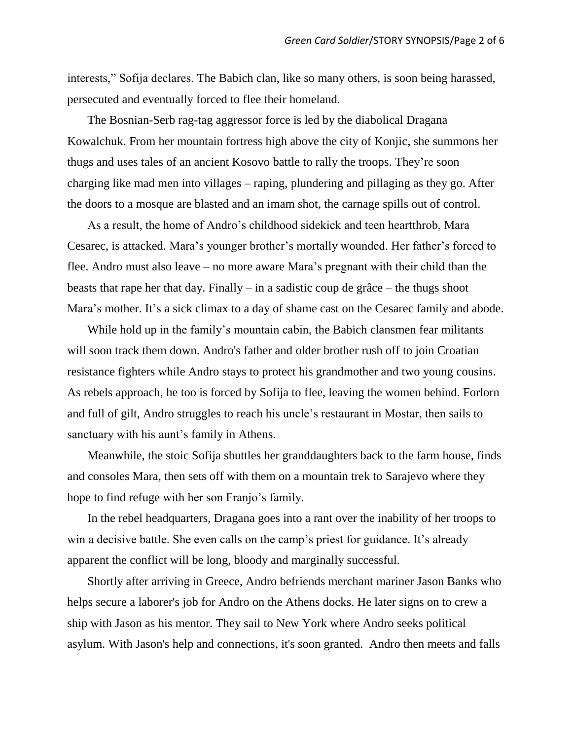interests," Sofija declares. The Babich clan, like so many others, is soon being harassed, persecuted and eventually forced to flee their homeland.

The Bosnian-Serb rag-tag aggressor force is led by the diabolical Dragana Kowalchuk. From her mountain fortress high above the city of Konjic, she summons her thugs and uses tales of an ancient Kosovo battle to rally the troops. They're soon charging like mad men into villages – raping, plundering and pillaging as they go. After the doors to a mosque are blasted and an imam shot, the carnage spills out of control.

As a result, the home of Andro's childhood sidekick and teen heartthrob, Mara Cesarec, is attacked. Mara's younger brother's mortally wounded. Her father's forced to flee. Andro must also leave – no more aware Mara's pregnant with their child than the beasts that rape her that day. Finally – in a sadistic coup de grâce – the thugs shoot Mara's mother. It's a sick climax to a day of shame cast on the Cesarec family and abode.

While hold up in the family's mountain cabin, the Babich clansmen fear militants will soon track them down. Andro's father and older brother rush off to join Croatian resistance fighters while Andro stays to protect his grandmother and two young cousins. As rebels approach, he too is forced by Sofija to flee, leaving the women behind. Forlorn and full of gilt, Andro struggles to reach his uncle's restaurant in Mostar, then sails to sanctuary with his aunt's family in Athens.

Meanwhile, the stoic Sofija shuttles her granddaughters back to the farm house, finds and consoles Mara, then sets off with them on a mountain trek to Sarajevo where they hope to find refuge with her son Franjo's family.

In the rebel headquarters, Dragana goes into a rant over the inability of her troops to win a decisive battle. She even calls on the camp's priest for guidance. It's already apparent the conflict will be long, bloody and marginally successful.

Shortly after arriving in Greece, Andro befriends merchant mariner Jason Banks who helps secure a laborer's job for Andro on the Athens docks. He later signs on to crew a ship with Jason as his mentor. They sail to New York where Andro seeks political asylum. With Jason's help and connections, it's soon granted. Andro then meets and falls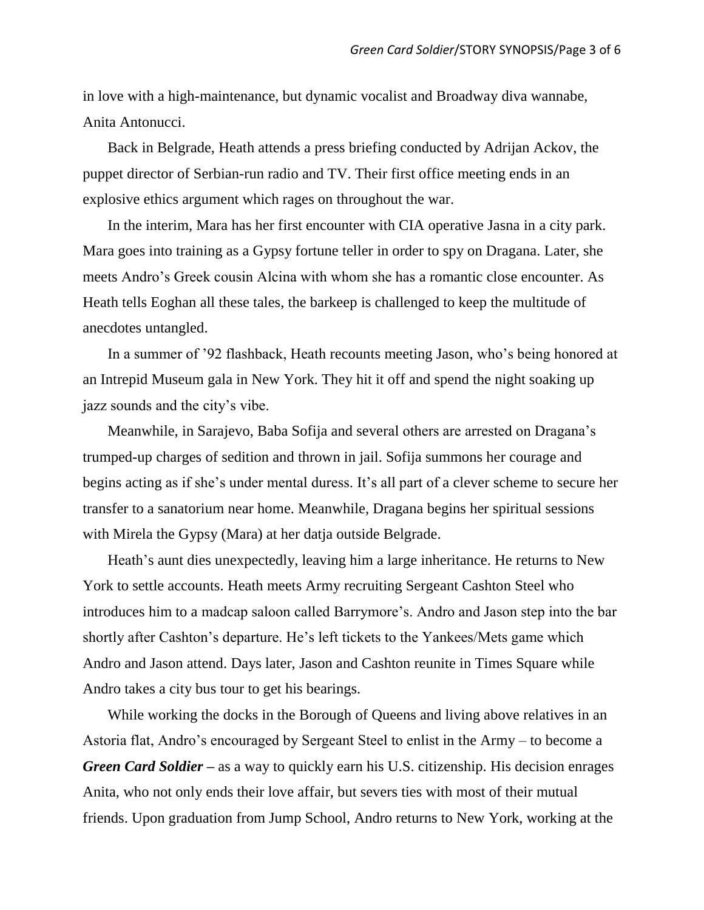in love with a high-maintenance, but dynamic vocalist and Broadway diva wannabe, Anita Antonucci.

Back in Belgrade, Heath attends a press briefing conducted by Adrijan Ackov, the puppet director of Serbian-run radio and TV. Their first office meeting ends in an explosive ethics argument which rages on throughout the war.

In the interim, Mara has her first encounter with CIA operative Jasna in a city park. Mara goes into training as a Gypsy fortune teller in order to spy on Dragana. Later, she meets Andro's Greek cousin Alcina with whom she has a romantic close encounter. As Heath tells Eoghan all these tales, the barkeep is challenged to keep the multitude of anecdotes untangled.

In a summer of '92 flashback, Heath recounts meeting Jason, who's being honored at an Intrepid Museum gala in New York. They hit it off and spend the night soaking up jazz sounds and the city's vibe.

Meanwhile, in Sarajevo, Baba Sofija and several others are arrested on Dragana's trumped-up charges of sedition and thrown in jail. Sofija summons her courage and begins acting as if she's under mental duress. It's all part of a clever scheme to secure her transfer to a sanatorium near home. Meanwhile, Dragana begins her spiritual sessions with Mirela the Gypsy (Mara) at her datja outside Belgrade.

Heath's aunt dies unexpectedly, leaving him a large inheritance. He returns to New York to settle accounts. Heath meets Army recruiting Sergeant Cashton Steel who introduces him to a madcap saloon called Barrymore's. Andro and Jason step into the bar shortly after Cashton's departure. He's left tickets to the Yankees/Mets game which Andro and Jason attend. Days later, Jason and Cashton reunite in Times Square while Andro takes a city bus tour to get his bearings.

While working the docks in the Borough of Queens and living above relatives in an Astoria flat, Andro's encouraged by Sergeant Steel to enlist in the Army – to become a ***Green Card Soldier*** – as a way to quickly earn his U.S. citizenship. His decision enrages Anita, who not only ends their love affair, but severs ties with most of their mutual friends. Upon graduation from Jump School, Andro returns to New York, working at the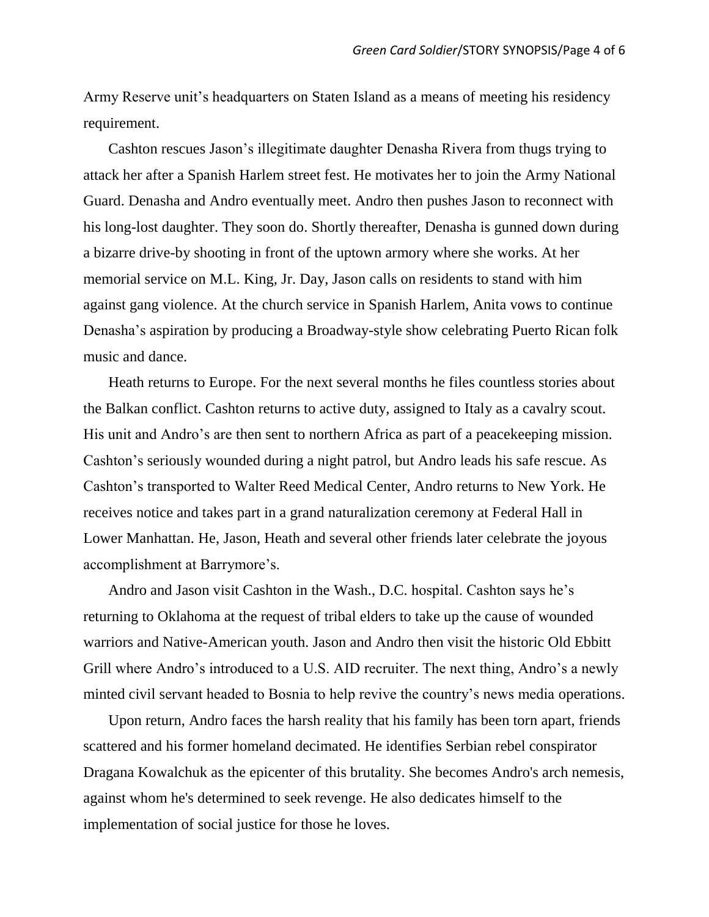Army Reserve unit's headquarters on Staten Island as a means of meeting his residency requirement.

Cashton rescues Jason's illegitimate daughter Denasha Rivera from thugs trying to attack her after a Spanish Harlem street fest. He motivates her to join the Army National Guard. Denasha and Andro eventually meet. Andro then pushes Jason to reconnect with his long-lost daughter. They soon do. Shortly thereafter, Denasha is gunned down during a bizarre drive-by shooting in front of the uptown armory where she works. At her memorial service on M.L. King, Jr. Day, Jason calls on residents to stand with him against gang violence. At the church service in Spanish Harlem, Anita vows to continue Denasha's aspiration by producing a Broadway-style show celebrating Puerto Rican folk music and dance.

Heath returns to Europe. For the next several months he files countless stories about the Balkan conflict. Cashton returns to active duty, assigned to Italy as a cavalry scout. His unit and Andro's are then sent to northern Africa as part of a peacekeeping mission. Cashton's seriously wounded during a night patrol, but Andro leads his safe rescue. As Cashton's transported to Walter Reed Medical Center, Andro returns to New York. He receives notice and takes part in a grand naturalization ceremony at Federal Hall in Lower Manhattan. He, Jason, Heath and several other friends later celebrate the joyous accomplishment at Barrymore's.

Andro and Jason visit Cashton in the Wash., D.C. hospital. Cashton says he's returning to Oklahoma at the request of tribal elders to take up the cause of wounded warriors and Native-American youth. Jason and Andro then visit the historic Old Ebbitt Grill where Andro's introduced to a U.S. AID recruiter. The next thing, Andro's a newly minted civil servant headed to Bosnia to help revive the country's news media operations.

Upon return, Andro faces the harsh reality that his family has been torn apart, friends scattered and his former homeland decimated. He identifies Serbian rebel conspirator Dragana Kowalchuk as the epicenter of this brutality. She becomes Andro's arch nemesis, against whom he's determined to seek revenge. He also dedicates himself to the implementation of social justice for those he loves.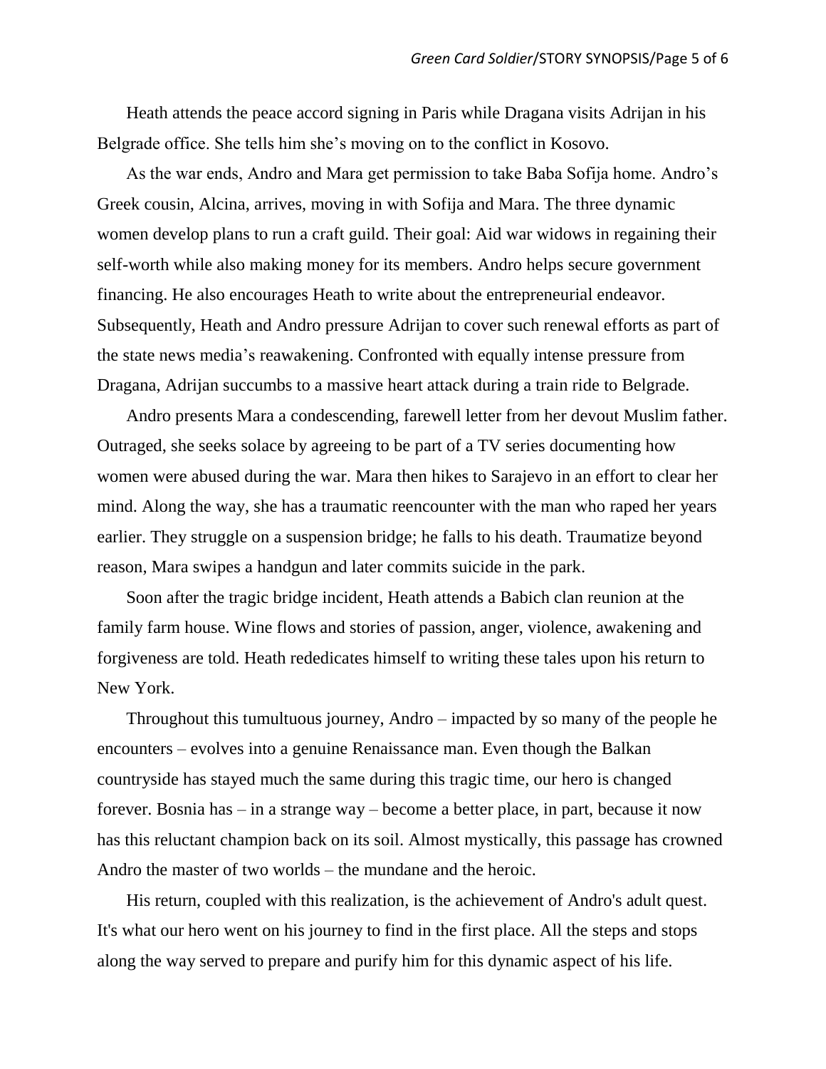Heath attends the peace accord signing in Paris while Dragana visits Adrijan in his Belgrade office. She tells him she's moving on to the conflict in Kosovo.

As the war ends, Andro and Mara get permission to take Baba Sofija home. Andro's Greek cousin, Alcina, arrives, moving in with Sofija and Mara. The three dynamic women develop plans to run a craft guild. Their goal: Aid war widows in regaining their self-worth while also making money for its members. Andro helps secure government financing. He also encourages Heath to write about the entrepreneurial endeavor. Subsequently, Heath and Andro pressure Adrijan to cover such renewal efforts as part of the state news media's reawakening. Confronted with equally intense pressure from Dragana, Adrijan succumbs to a massive heart attack during a train ride to Belgrade.

Andro presents Mara a condescending, farewell letter from her devout Muslim father. Outraged, she seeks solace by agreeing to be part of a TV series documenting how women were abused during the war. Mara then hikes to Sarajevo in an effort to clear her mind. Along the way, she has a traumatic reencounter with the man who raped her years earlier. They struggle on a suspension bridge; he falls to his death. Traumatize beyond reason, Mara swipes a handgun and later commits suicide in the park.

Soon after the tragic bridge incident, Heath attends a Babich clan reunion at the family farm house. Wine flows and stories of passion, anger, violence, awakening and forgiveness are told. Heath rededicates himself to writing these tales upon his return to New York.

Throughout this tumultuous journey, Andro – impacted by so many of the people he encounters – evolves into a genuine Renaissance man. Even though the Balkan countryside has stayed much the same during this tragic time, our hero is changed forever. Bosnia has – in a strange way – become a better place, in part, because it now has this reluctant champion back on its soil. Almost mystically, this passage has crowned Andro the master of two worlds – the mundane and the heroic.

His return, coupled with this realization, is the achievement of Andro's adult quest. It's what our hero went on his journey to find in the first place. All the steps and stops along the way served to prepare and purify him for this dynamic aspect of his life.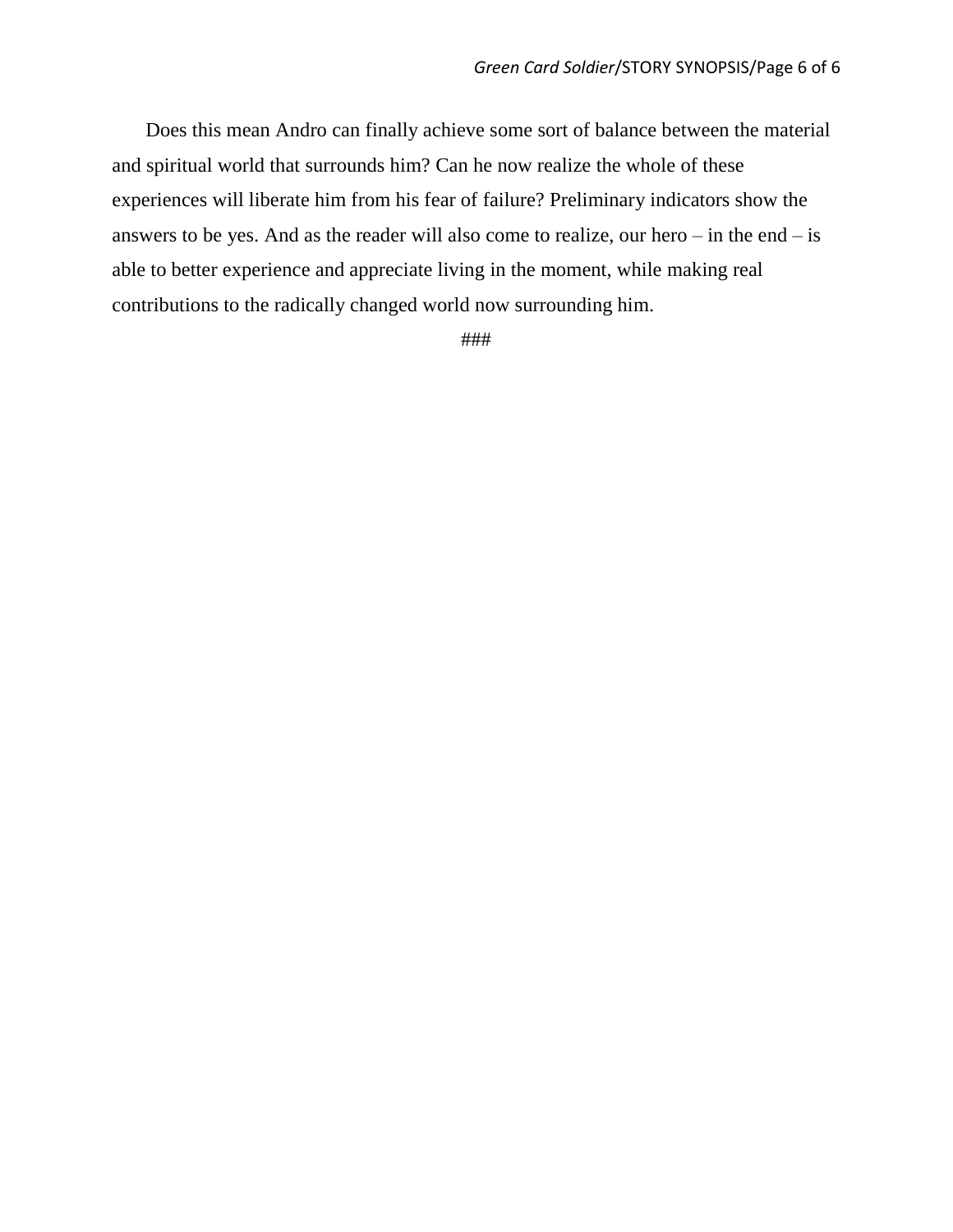Does this mean Andro can finally achieve some sort of balance between the material and spiritual world that surrounds him? Can he now realize the whole of these experiences will liberate him from his fear of failure? Preliminary indicators show the answers to be yes. And as the reader will also come to realize, our hero – in the end – is able to better experience and appreciate living in the moment, while making real contributions to the radically changed world now surrounding him.

###